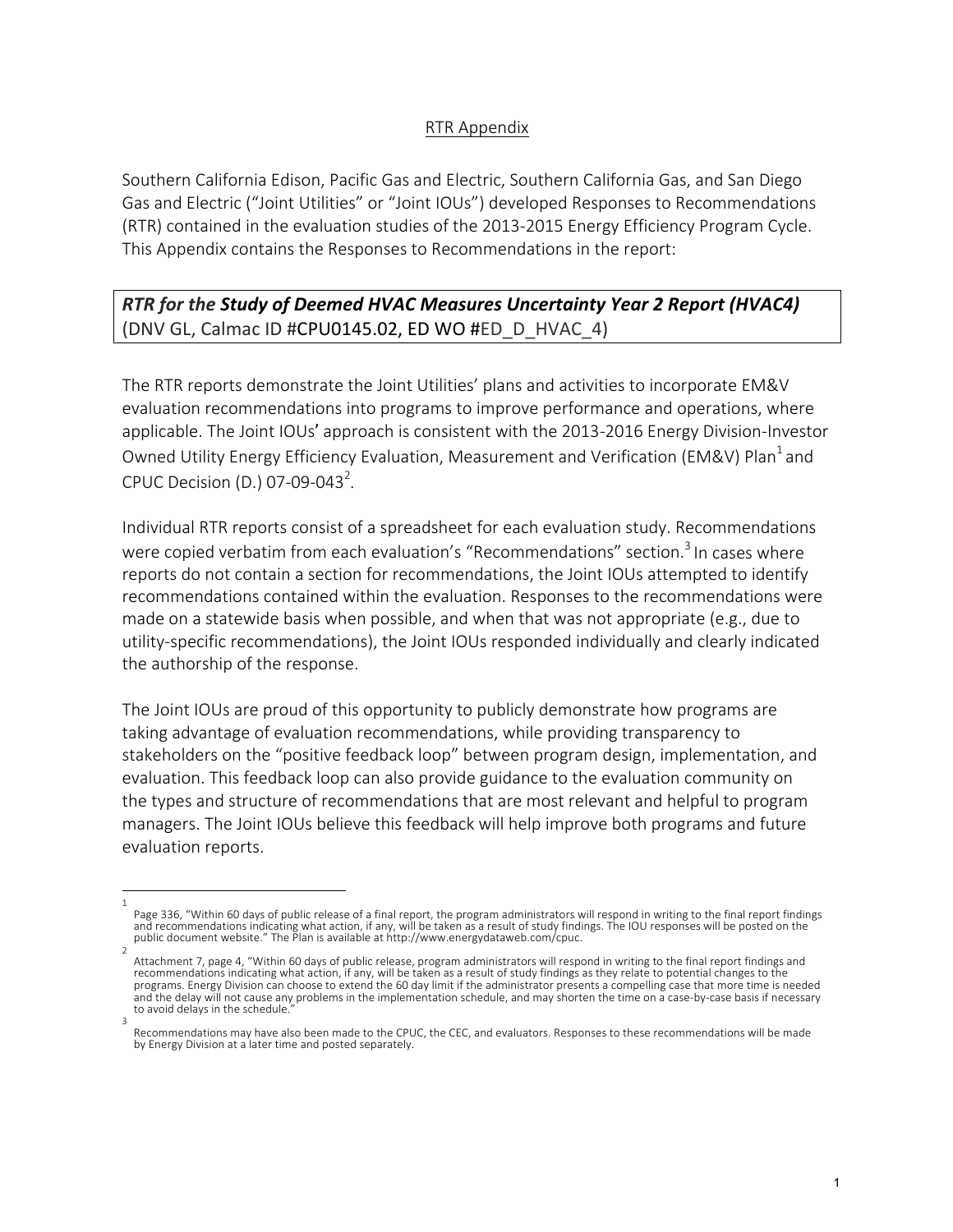## RTR Appendix

Southern California Edison, Pacific Gas and Electric, Southern California Gas, and San Diego Gas and Electric ("Joint Utilities" or "Joint IOUs") developed Responses to Recommendations (RTR) contained in the evaluation studies of the 2013-2015 Energy Efficiency Program Cycle. This Appendix contains the Responses to Recommendations in the report:

***RTR for the Study of Deemed HVAC Measures Uncertainty Year 2 Report (HVAC4)*** (DNV GL, Calmac ID #CPU0145.02, ED WO #ED_D_HVAC_4)

The RTR reports demonstrate the Joint Utilities' plans and activities to incorporate EM&V evaluation recommendations into programs to improve performance and operations, where applicable. The Joint IOUs' approach is consistent with the 2013-2016 Energy Division-Investor Owned Utility Energy Efficiency Evaluation, Measurement and Verification (EM&V) Plan[1] and CPUC Decision (D.) 07-09-043[2].

Individual RTR reports consist of a spreadsheet for each evaluation study. Recommendations were copied verbatim from each evaluation's "Recommendations" section.[3] In cases where reports do not contain a section for recommendations, the Joint IOUs attempted to identify recommendations contained within the evaluation. Responses to the recommendations were made on a statewide basis when possible, and when that was not appropriate (e.g., due to utility-specific recommendations), the Joint IOUs responded individually and clearly indicated the authorship of the response.

The Joint IOUs are proud of this opportunity to publicly demonstrate how programs are taking advantage of evaluation recommendations, while providing transparency to stakeholders on the "positive feedback loop" between program design, implementation, and evaluation. This feedback loop can also provide guidance to the evaluation community on the types and structure of recommendations that are most relevant and helpful to program managers. The Joint IOUs believe this feedback will help improve both programs and future evaluation reports.

---

[1] Page 336, "Within 60 days of public release of a final report, the program administrators will respond in writing to the final report findings and recommendations indicating what action, if any, will be taken as a result of study findings. The IOU responses will be posted on the public document website." The Plan is available at http://www.energydataweb.com/cpuc.

[2] Attachment 7, page 4, "Within 60 days of public release, program administrators will respond in writing to the final report findings and recommendations indicating what action, if any, will be taken as a result of study findings as they relate to potential changes to the programs. Energy Division can choose to extend the 60 day limit if the administrator presents a compelling case that more time is needed and the delay will not cause any problems in the implementation schedule, and may shorten the time on a case-by-case basis if necessary to avoid delays in the schedule."

[3] Recommendations may have also been made to the CPUC, the CEC, and evaluators. Responses to these recommendations will be made by Energy Division at a later time and posted separately.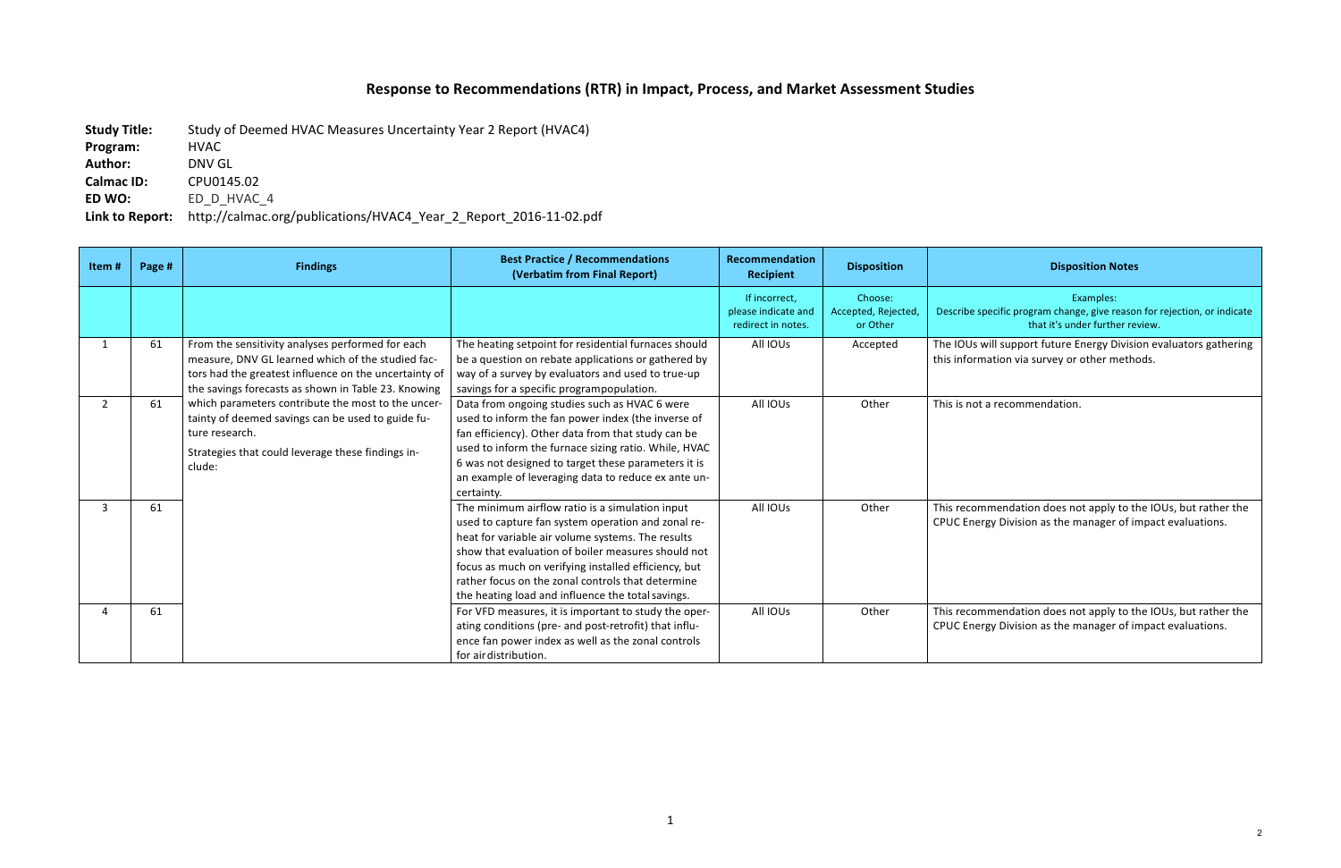# Response to Recommendations (RTR) in Impact, Process, and Market Assessment Studies

**Study Title:** Study of Deemed HVAC Measures Uncertainty Year 2 Report (HVAC4)
**Program:** HVAC
**Author:** DNV GL
**Calmac ID:** CPU0145.02
**ED WO:** ED_D_HVAC_4
**Link to Report:** http://calmac.org/publications/HVAC4_Year_2_Report_2016-11-02.pdf

| Item # | Page # | Findings | Best Practice / Recommendations (Verbatim from Final Report) | Recommendation Recipient | Disposition | Disposition Notes |
|---|---|---|---|---|---|---|
| | | | | If incorrect, please indicate and redirect in notes. | Choose: Accepted, Rejected, or Other | Examples: Describe specific program change, give reason for rejection, or indicate that it's under further review. |
| 1 | 61 | From the sensitivity analyses performed for each measure, DNV GL learned which of the studied factors had the greatest influence on the uncertainty of the savings forecasts as shown in Table 23. Knowing which parameters contribute the most to the uncertainty of deemed savings can be used to guide future research. Strategies that could leverage these findings include: | The heating setpoint for residential furnaces should be a question on rebate applications or gathered by way of a survey by evaluators and used to true-up savings for a specific programpopulation. | All IOUs | Accepted | The IOUs will support future Energy Division evaluators gathering this information via survey or other methods. |
| 2 | 61 | | Data from ongoing studies such as HVAC 6 were used to inform the fan power index (the inverse of fan efficiency). Other data from that study can be used to inform the furnace sizing ratio. While, HVAC 6 was not designed to target these parameters it is an example of leveraging data to reduce ex ante uncertainty. | All IOUs | Other | This is not a recommendation. |
| 3 | 61 | | The minimum airflow ratio is a simulation input used to capture fan system operation and zonal reheat for variable air volume systems. The results show that evaluation of boiler measures should not focus as much on verifying installed efficiency, but rather focus on the zonal controls that determine the heating load and influence the total savings. | All IOUs | Other | This recommendation does not apply to the IOUs, but rather the CPUC Energy Division as the manager of impact evaluations. |
| 4 | 61 | | For VFD measures, it is important to study the operating conditions (pre- and post-retrofit) that influence fan power index as well as the zonal controls for air distribution. | All IOUs | Other | This recommendation does not apply to the IOUs, but rather the CPUC Energy Division as the manager of impact evaluations. |